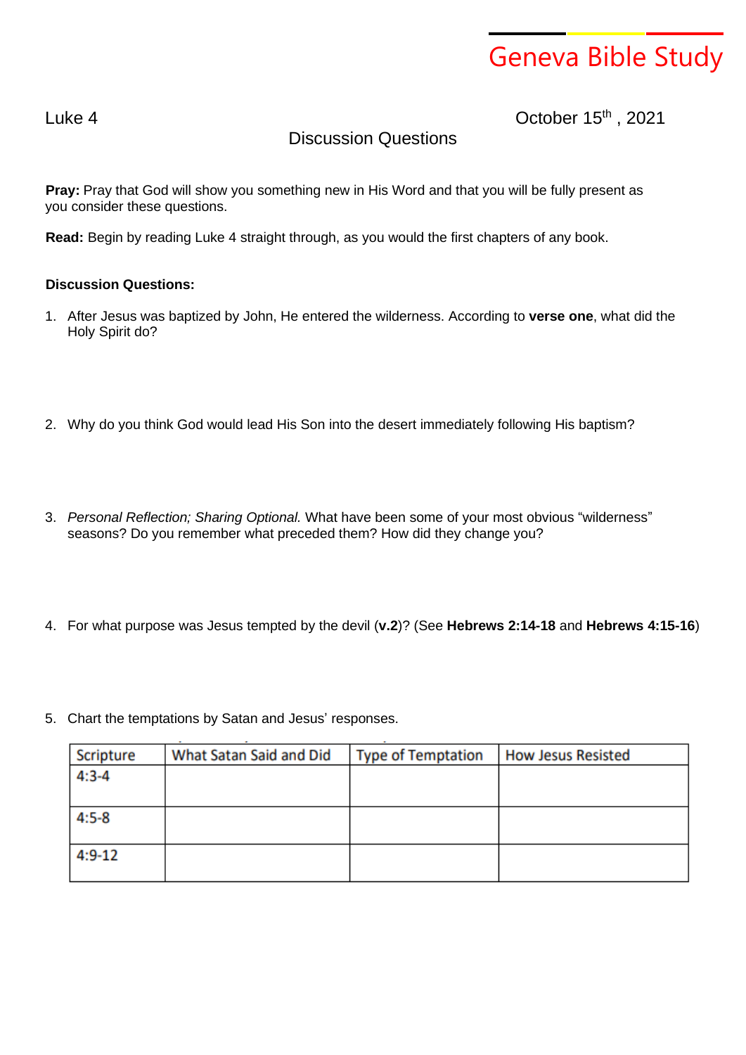Geneva Bible Study

Luke 4

October 15th , 2021

## Discussion Questions

**Pray:** Pray that God will show you something new in His Word and that you will be fully present as you consider these questions.

**Read:** Begin by reading Luke 4 straight through, as you would the first chapters of any book.

**Discussion Questions:**

1. After Jesus was baptized by John, He entered the wilderness. According to **verse one**, what did the Holy Spirit do?

2. Why do you think God would lead His Son into the desert immediately following His baptism?

3. *Personal Reflection; Sharing Optional.* What have been some of your most obvious “wilderness” seasons? Do you remember what preceded them? How did they change you?

4. For what purpose was Jesus tempted by the devil (**v.2**)? (See **Hebrews 2:14-18** and **Hebrews 4:15-16**)

5. Chart the temptations by Satan and Jesus’ responses.

| Scripture | What Satan Said and Did | Type of Temptation | How Jesus Resisted |
|---|---|---|---|
| 4:3-4 | | | |
| 4:5-8 | | | |
| 4:9-12 | | | |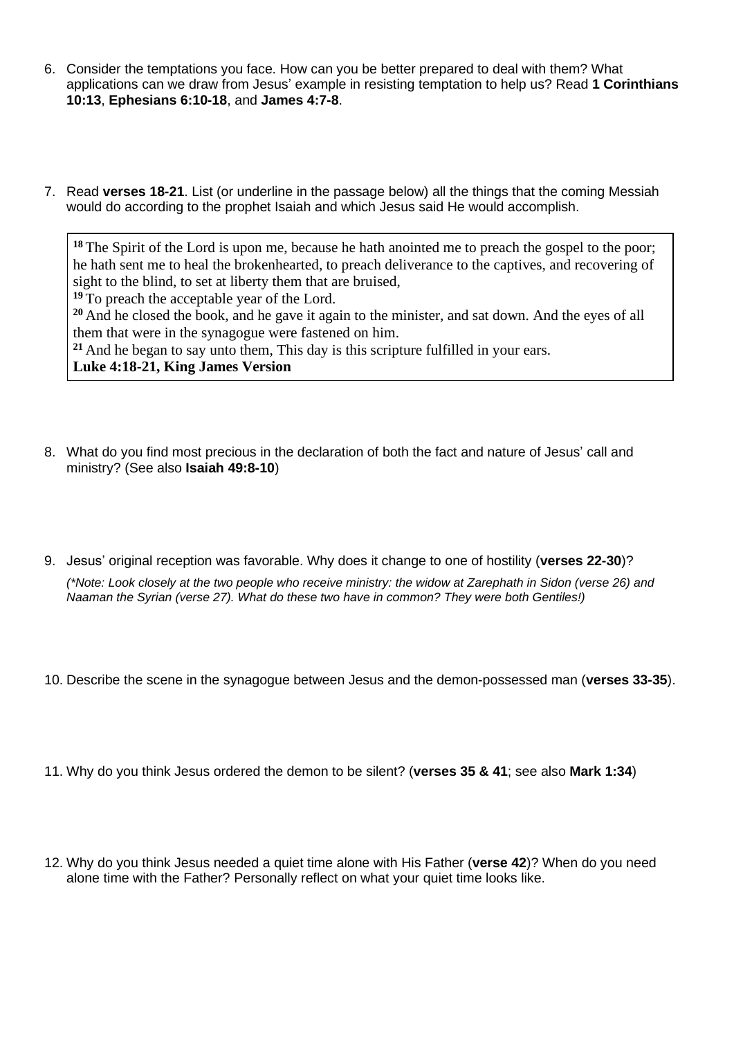6. Consider the temptations you face. How can you be better prepared to deal with them? What applications can we draw from Jesus' example in resisting temptation to help us? Read **1 Corinthians 10:13**, **Ephesians 6:10-18**, and **James 4:7-8**.

7. Read **verses 18-21**. List (or underline in the passage below) all the things that the coming Messiah would do according to the prophet Isaiah and which Jesus said He would accomplish.

> **18** The Spirit of the Lord is upon me, because he hath anointed me to preach the gospel to the poor; he hath sent me to heal the brokenhearted, to preach deliverance to the captives, and recovering of sight to the blind, to set at liberty them that are bruised,
> **19** To preach the acceptable year of the Lord.
> **20** And he closed the book, and he gave it again to the minister, and sat down. And the eyes of all them that were in the synagogue were fastened on him.
> **21** And he began to say unto them, This day is this scripture fulfilled in your ears.
> **Luke 4:18-21, King James Version**

8. What do you find most precious in the declaration of both the fact and nature of Jesus' call and ministry? (See also **Isaiah 49:8-10**)

9. Jesus' original reception was favorable. Why does it change to one of hostility (**verses 22-30**)?

   *(\*Note: Look closely at the two people who receive ministry: the widow at Zarephath in Sidon (verse 26) and Naaman the Syrian (verse 27). What do these two have in common? They were both Gentiles!)*

10. Describe the scene in the synagogue between Jesus and the demon-possessed man (**verses 33-35**).

11. Why do you think Jesus ordered the demon to be silent? (**verses 35 & 41**; see also **Mark 1:34**)

12. Why do you think Jesus needed a quiet time alone with His Father (**verse 42**)? When do you need alone time with the Father? Personally reflect on what your quiet time looks like.